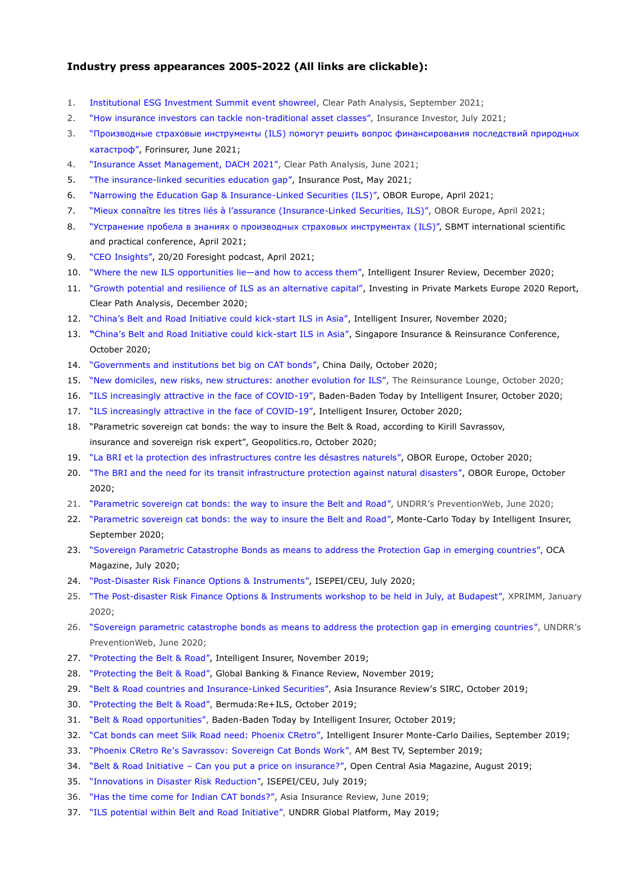**Industry press appearances 2005-2022 (All links are clickable):**

1. Institutional ESG Investment Summit event showreel, Clear Path Analysis, September 2021;
2. "How insurance investors can tackle non-traditional asset classes", Insurance Investor, July 2021;
3. "Производные страховые инструменты (ILS) помогут решить вопрос финансирования последствий природных катастроф", Forinsurer, June 2021;
4. "Insurance Asset Management, DACH 2021", Clear Path Analysis, June 2021;
5. "The insurance-linked securities education gap", Insurance Post, May 2021;
6. "Narrowing the Education Gap & Insurance-Linked Securities (ILS)", OBOR Europe, April 2021;
7. "Mieux connaître les titres liés à l'assurance (Insurance-Linked Securities, ILS)", OBOR Europe, April 2021;
8. "Устранение пробела в знаниях о производных страховых инструментах (ILS)", SBMT international scientific and practical conference, April 2021;
9. "CEO Insights", 20/20 Foresight podcast, April 2021;
10. "Where the new ILS opportunities lie—and how to access them", Intelligent Insurer Review, December 2020;
11. "Growth potential and resilience of ILS as an alternative capital", Investing in Private Markets Europe 2020 Report, Clear Path Analysis, December 2020;
12. "China's Belt and Road Initiative could kick-start ILS in Asia", Intelligent Insurer, November 2020;
13. "China's Belt and Road Initiative could kick-start ILS in Asia", Singapore Insurance & Reinsurance Conference, October 2020;
14. "Governments and institutions bet big on CAT bonds", China Daily, October 2020;
15. "New domiciles, new risks, new structures: another evolution for ILS", The Reinsurance Lounge, October 2020;
16. "ILS increasingly attractive in the face of COVID-19", Baden-Baden Today by Intelligent Insurer, October 2020;
17. "ILS increasingly attractive in the face of COVID-19", Intelligent Insurer, October 2020;
18. "Parametric sovereign cat bonds: the way to insure the Belt & Road, according to Kirill Savrassov, insurance and sovereign risk expert", Geopolitics.ro, October 2020;
19. "La BRI et la protection des infrastructures contre les désastres naturels", OBOR Europe, October 2020;
20. "The BRI and the need for its transit infrastructure protection against natural disasters", OBOR Europe, October 2020;
21. "Parametric sovereign cat bonds: the way to insure the Belt and Road", UNDRR's PreventionWeb, June 2020;
22. "Parametric sovereign cat bonds: the way to insure the Belt and Road", Monte-Carlo Today by Intelligent Insurer, September 2020;
23. "Sovereign Parametric Catastrophe Bonds as means to address the Protection Gap in emerging countries", OCA Magazine, July 2020;
24. "Post-Disaster Risk Finance Options & Instruments", ISEPEI/CEU, July 2020;
25. "The Post-disaster Risk Finance Options & Instruments workshop to be held in July, at Budapest", XPRIMM, January 2020;
26. "Sovereign parametric catastrophe bonds as means to address the protection gap in emerging countries", UNDRR's PreventionWeb, June 2020;
27. "Protecting the Belt & Road", Intelligent Insurer, November 2019;
28. "Protecting the Belt & Road", Global Banking & Finance Review, November 2019;
29. "Belt & Road countries and Insurance-Linked Securities", Asia Insurance Review's SIRC, October 2019;
30. "Protecting the Belt & Road", Bermuda:Re+ILS, October 2019;
31. "Belt & Road opportunities", Baden-Baden Today by Intelligent Insurer, October 2019;
32. "Cat bonds can meet Silk Road need: Phoenix CRetro", Intelligent Insurer Monte-Carlo Dailies, September 2019;
33. "Phoenix CRetro Re's Savrassov: Sovereign Cat Bonds Work", AM Best TV, September 2019;
34. "Belt & Road Initiative – Can you put a price on insurance?", Open Central Asia Magazine, August 2019;
35. "Innovations in Disaster Risk Reduction", ISEPEI/CEU, July 2019;
36. "Has the time come for Indian CAT bonds?", Asia Insurance Review, June 2019;
37. "ILS potential within Belt and Road Initiative", UNDRR Global Platform, May 2019;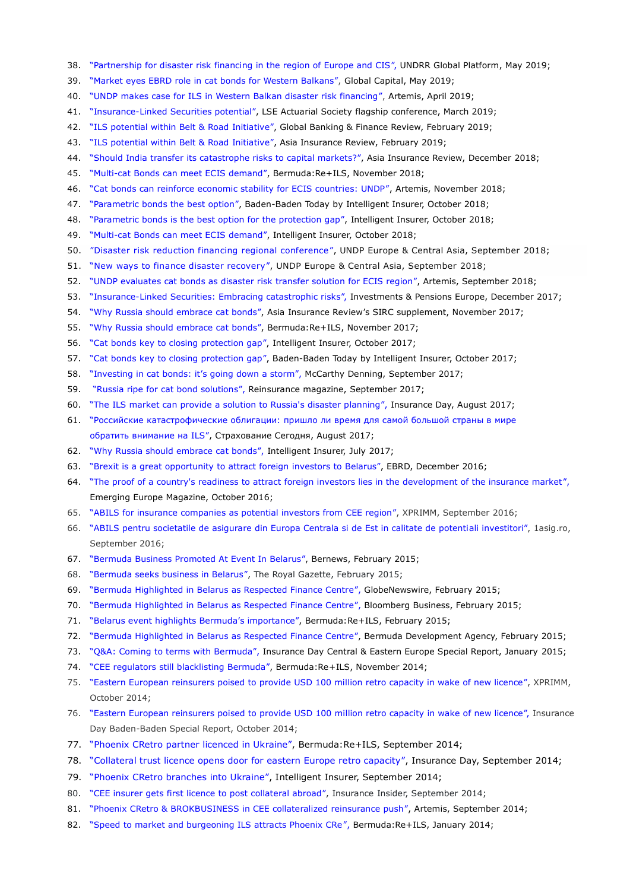38. "Partnership for disaster risk financing in the region of Europe and CIS", UNDRR Global Platform, May 2019;
39. "Market eyes EBRD role in cat bonds for Western Balkans", Global Capital, May 2019;
40. "UNDP makes case for ILS in Western Balkan disaster risk financing", Artemis, April 2019;
41. "Insurance-Linked Securities potential", LSE Actuarial Society flagship conference, March 2019;
42. "ILS potential within Belt & Road Initiative", Global Banking & Finance Review, February 2019;
43. "ILS potential within Belt & Road Initiative", Asia Insurance Review, February 2019;
44. "Should India transfer its catastrophe risks to capital markets?", Asia Insurance Review, December 2018;
45. "Multi-cat Bonds can meet ECIS demand", Bermuda:Re+ILS, November 2018;
46. "Cat bonds can reinforce economic stability for ECIS countries: UNDP", Artemis, November 2018;
47. "Parametric bonds the best option", Baden-Baden Today by Intelligent Insurer, October 2018;
48. "Parametric bonds is the best option for the protection gap", Intelligent Insurer, October 2018;
49. "Multi-cat Bonds can meet ECIS demand", Intelligent Insurer, October 2018;
50. "Disaster risk reduction financing regional conference", UNDP Europe & Central Asia, September 2018;
51. "New ways to finance disaster recovery", UNDP Europe & Central Asia, September 2018;
52. "UNDP evaluates cat bonds as disaster risk transfer solution for ECIS region", Artemis, September 2018;
53. "Insurance-Linked Securities: Embracing catastrophic risks", Investments & Pensions Europe, December 2017;
54. "Why Russia should embrace cat bonds", Asia Insurance Review's SIRC supplement, November 2017;
55. "Why Russia should embrace cat bonds", Bermuda:Re+ILS, November 2017;
56. "Cat bonds key to closing protection gap", Intelligent Insurer, October 2017;
57. "Cat bonds key to closing protection gap", Baden-Baden Today by Intelligent Insurer, October 2017;
58. "Investing in cat bonds: it's going down a storm", McCarthy Denning, September 2017;
59. "Russia ripe for cat bond solutions", Reinsurance magazine, September 2017;
60. "The ILS market can provide a solution to Russia's disaster planning", Insurance Day, August 2017;
61. "Российские катастрофические облигации: пришло ли время для самой большой страны в мире обратить внимание на ILS", Страхование Сегодня, August 2017;
62. "Why Russia should embrace cat bonds", Intelligent Insurer, July 2017;
63. "Brexit is a great opportunity to attract foreign investors to Belarus", EBRD, December 2016;
64. "The proof of a country's readiness to attract foreign investors lies in the development of the insurance market", Emerging Europe Magazine, October 2016;
65. "ABILS for insurance companies as potential investors from CEE region", XPRIMM, September 2016;
66. "ABILS pentru societatile de asigurare din Europa Centrala si de Est in calitate de potentiali investitori", 1asig.ro, September 2016;
67. "Bermuda Business Promoted At Event In Belarus", Bernews, February 2015;
68. "Bermuda seeks business in Belarus", The Royal Gazette, February 2015;
69. "Bermuda Highlighted in Belarus as Respected Finance Centre", GlobeNewswire, February 2015;
70. "Bermuda Highlighted in Belarus as Respected Finance Centre", Bloomberg Business, February 2015;
71. "Belarus event highlights Bermuda's importance", Bermuda:Re+ILS, February 2015;
72. "Bermuda Highlighted in Belarus as Respected Finance Centre", Bermuda Development Agency, February 2015;
73. "Q&A: Coming to terms with Bermuda", Insurance Day Central & Eastern Europe Special Report, January 2015;
74. "CEE regulators still blacklisting Bermuda", Bermuda:Re+ILS, November 2014;
75. "Eastern European reinsurers poised to provide USD 100 million retro capacity in wake of new licence", XPRIMM, October 2014;
76. "Eastern European reinsurers poised to provide USD 100 million retro capacity in wake of new licence", Insurance Day Baden-Baden Special Report, October 2014;
77. "Phoenix CRetro partner licenced in Ukraine", Bermuda:Re+ILS, September 2014;
78. "Collateral trust licence opens door for eastern Europe retro capacity", Insurance Day, September 2014;
79. "Phoenix CRetro branches into Ukraine", Intelligent Insurer, September 2014;
80. "CEE insurer gets first licence to post collateral abroad", Insurance Insider, September 2014;
81. "Phoenix CRetro & BROKBUSINESS in CEE collateralized reinsurance push", Artemis, September 2014;
82. "Speed to market and burgeoning ILS attracts Phoenix CRe", Bermuda:Re+ILS, January 2014;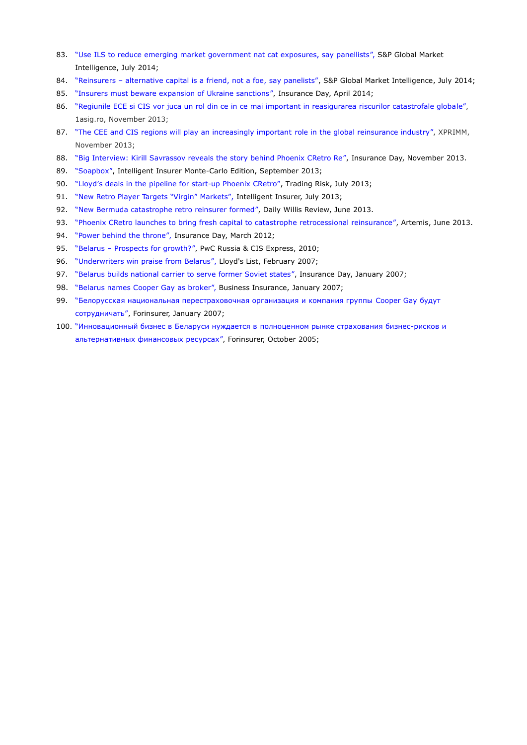83. "Use ILS to reduce emerging market government nat cat exposures, say panellists", S&P Global Market Intelligence, July 2014;
84. "Reinsurers – alternative capital is a friend, not a foe, say panelists", S&P Global Market Intelligence, July 2014;
85. "Insurers must beware expansion of Ukraine sanctions", Insurance Day, April 2014;
86. "Regiunile ECE si CIS vor juca un rol din ce in ce mai important in reasigurarea riscurilor catastrofale globale", 1asig.ro, November 2013;
87. "The CEE and CIS regions will play an increasingly important role in the global reinsurance industry", XPRIMM, November 2013;
88. "Big Interview: Kirill Savrassov reveals the story behind Phoenix CRetro Re", Insurance Day, November 2013.
89. "Soapbox", Intelligent Insurer Monte-Carlo Edition, September 2013;
90. "Lloyd's deals in the pipeline for start-up Phoenix CRetro", Trading Risk, July 2013;
91. "New Retro Player Targets "Virgin" Markets", Intelligent Insurer, July 2013;
92. "New Bermuda catastrophe retro reinsurer formed", Daily Willis Review, June 2013.
93. "Phoenix CRetro launches to bring fresh capital to catastrophe retrocessional reinsurance", Artemis, June 2013.
94. "Power behind the throne", Insurance Day, March 2012;
95. "Belarus – Prospects for growth?", PwC Russia & CIS Express, 2010;
96. "Underwriters win praise from Belarus", Lloyd's List, February 2007;
97. "Belarus builds national carrier to serve former Soviet states", Insurance Day, January 2007;
98. "Belarus names Cooper Gay as broker", Business Insurance, January 2007;
99. "Белорусская национальная перестраховочная организация и компания группы Cooper Gay будут сотрудничать", Forinsurer, January 2007;
100. "Инновационный бизнес в Беларуси нуждается в полноценном рынке страхования бизнес-рисков и альтернативных финансовых ресурсах", Forinsurer, October 2005;